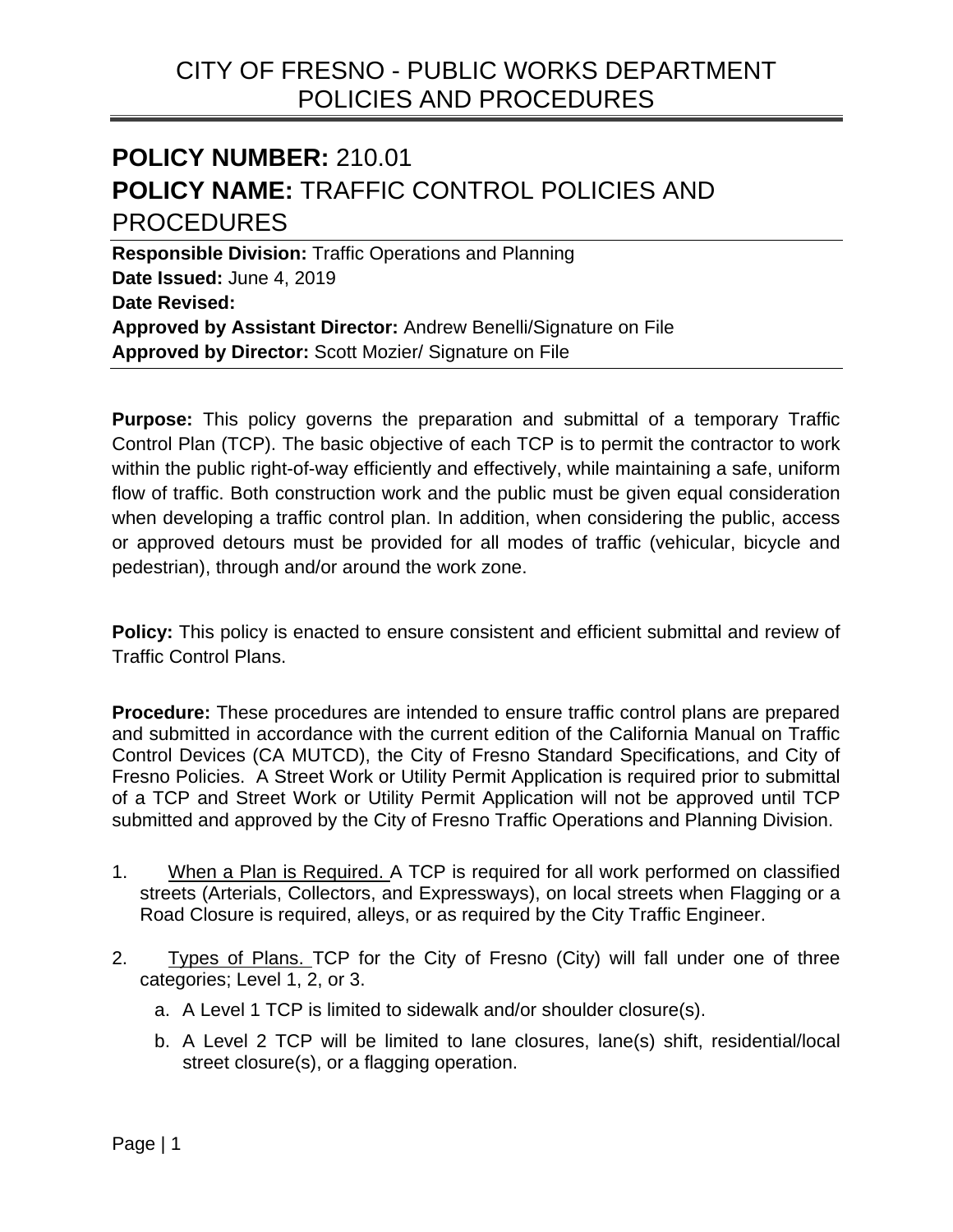# CITY OF FRESNO - PUBLIC WORKS DEPARTMENT POLICIES AND PROCEDURES

## POLICY NUMBER: 210.01
## POLICY NAME: TRAFFIC CONTROL POLICIES AND PROCEDURES

**Responsible Division:** Traffic Operations and Planning
**Date Issued:** June 4, 2019
**Date Revised:**
**Approved by Assistant Director:** Andrew Benelli/Signature on File
**Approved by Director:** Scott Mozier/ Signature on File

**Purpose:** This policy governs the preparation and submittal of a temporary Traffic Control Plan (TCP). The basic objective of each TCP is to permit the contractor to work within the public right-of-way efficiently and effectively, while maintaining a safe, uniform flow of traffic. Both construction work and the public must be given equal consideration when developing a traffic control plan. In addition, when considering the public, access or approved detours must be provided for all modes of traffic (vehicular, bicycle and pedestrian), through and/or around the work zone.

**Policy:** This policy is enacted to ensure consistent and efficient submittal and review of Traffic Control Plans.

**Procedure:** These procedures are intended to ensure traffic control plans are prepared and submitted in accordance with the current edition of the California Manual on Traffic Control Devices (CA MUTCD), the City of Fresno Standard Specifications, and City of Fresno Policies. A Street Work or Utility Permit Application is required prior to submittal of a TCP and Street Work or Utility Permit Application will not be approved until TCP submitted and approved by the City of Fresno Traffic Operations and Planning Division.

1. When a Plan is Required. A TCP is required for all work performed on classified streets (Arterials, Collectors, and Expressways), on local streets when Flagging or a Road Closure is required, alleys, or as required by the City Traffic Engineer.

2. Types of Plans. TCP for the City of Fresno (City) will fall under one of three categories; Level 1, 2, or 3.

   a. A Level 1 TCP is limited to sidewalk and/or shoulder closure(s).

   b. A Level 2 TCP will be limited to lane closures, lane(s) shift, residential/local street closure(s), or a flagging operation.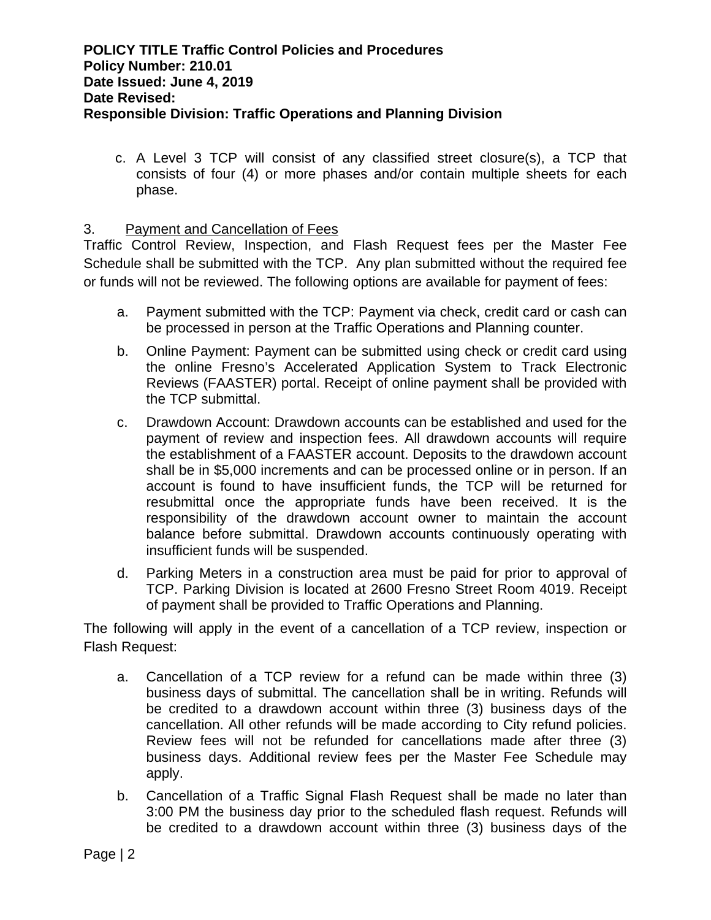c. A Level 3 TCP will consist of any classified street closure(s), a TCP that consists of four (4) or more phases and/or contain multiple sheets for each phase.

3. Payment and Cancellation of Fees

Traffic Control Review, Inspection, and Flash Request fees per the Master Fee Schedule shall be submitted with the TCP. Any plan submitted without the required fee or funds will not be reviewed. The following options are available for payment of fees:

a. Payment submitted with the TCP: Payment via check, credit card or cash can be processed in person at the Traffic Operations and Planning counter.

b. Online Payment: Payment can be submitted using check or credit card using the online Fresno's Accelerated Application System to Track Electronic Reviews (FAASTER) portal. Receipt of online payment shall be provided with the TCP submittal.

c. Drawdown Account: Drawdown accounts can be established and used for the payment of review and inspection fees. All drawdown accounts will require the establishment of a FAASTER account. Deposits to the drawdown account shall be in $5,000 increments and can be processed online or in person. If an account is found to have insufficient funds, the TCP will be returned for resubmittal once the appropriate funds have been received. It is the responsibility of the drawdown account owner to maintain the account balance before submittal. Drawdown accounts continuously operating with insufficient funds will be suspended.

d. Parking Meters in a construction area must be paid for prior to approval of TCP. Parking Division is located at 2600 Fresno Street Room 4019. Receipt of payment shall be provided to Traffic Operations and Planning.

The following will apply in the event of a cancellation of a TCP review, inspection or Flash Request:

a. Cancellation of a TCP review for a refund can be made within three (3) business days of submittal. The cancellation shall be in writing. Refunds will be credited to a drawdown account within three (3) business days of the cancellation. All other refunds will be made according to City refund policies. Review fees will not be refunded for cancellations made after three (3) business days. Additional review fees per the Master Fee Schedule may apply.

b. Cancellation of a Traffic Signal Flash Request shall be made no later than 3:00 PM the business day prior to the scheduled flash request. Refunds will be credited to a drawdown account within three (3) business days of the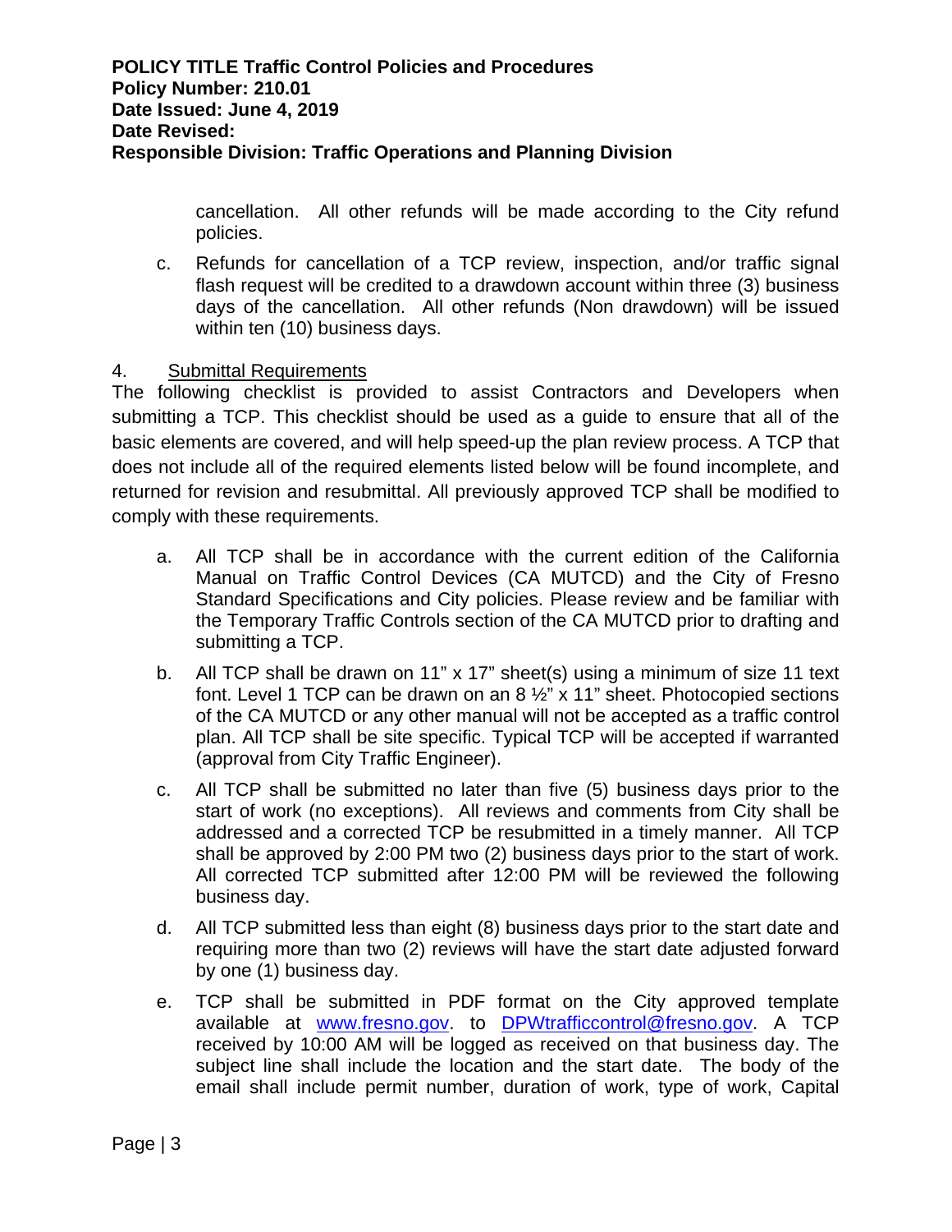cancellation. All other refunds will be made according to the City refund policies.

c. Refunds for cancellation of a TCP review, inspection, and/or traffic signal flash request will be credited to a drawdown account within three (3) business days of the cancellation. All other refunds (Non drawdown) will be issued within ten (10) business days.

4. Submittal Requirements

The following checklist is provided to assist Contractors and Developers when submitting a TCP. This checklist should be used as a guide to ensure that all of the basic elements are covered, and will help speed-up the plan review process. A TCP that does not include all of the required elements listed below will be found incomplete, and returned for revision and resubmittal. All previously approved TCP shall be modified to comply with these requirements.

a. All TCP shall be in accordance with the current edition of the California Manual on Traffic Control Devices (CA MUTCD) and the City of Fresno Standard Specifications and City policies. Please review and be familiar with the Temporary Traffic Controls section of the CA MUTCD prior to drafting and submitting a TCP.

b. All TCP shall be drawn on 11" x 17" sheet(s) using a minimum of size 11 text font. Level 1 TCP can be drawn on an 8 ½" x 11" sheet. Photocopied sections of the CA MUTCD or any other manual will not be accepted as a traffic control plan. All TCP shall be site specific. Typical TCP will be accepted if warranted (approval from City Traffic Engineer).

c. All TCP shall be submitted no later than five (5) business days prior to the start of work (no exceptions). All reviews and comments from City shall be addressed and a corrected TCP be resubmitted in a timely manner. All TCP shall be approved by 2:00 PM two (2) business days prior to the start of work. All corrected TCP submitted after 12:00 PM will be reviewed the following business day.

d. All TCP submitted less than eight (8) business days prior to the start date and requiring more than two (2) reviews will have the start date adjusted forward by one (1) business day.

e. TCP shall be submitted in PDF format on the City approved template available at [www.fresno.gov](http://www.fresno.gov). to [DPWtrafficcontrol@fresno.gov](mailto:DPWtrafficcontrol@fresno.gov). A TCP received by 10:00 AM will be logged as received on that business day. The subject line shall include the location and the start date. The body of the email shall include permit number, duration of work, type of work, Capital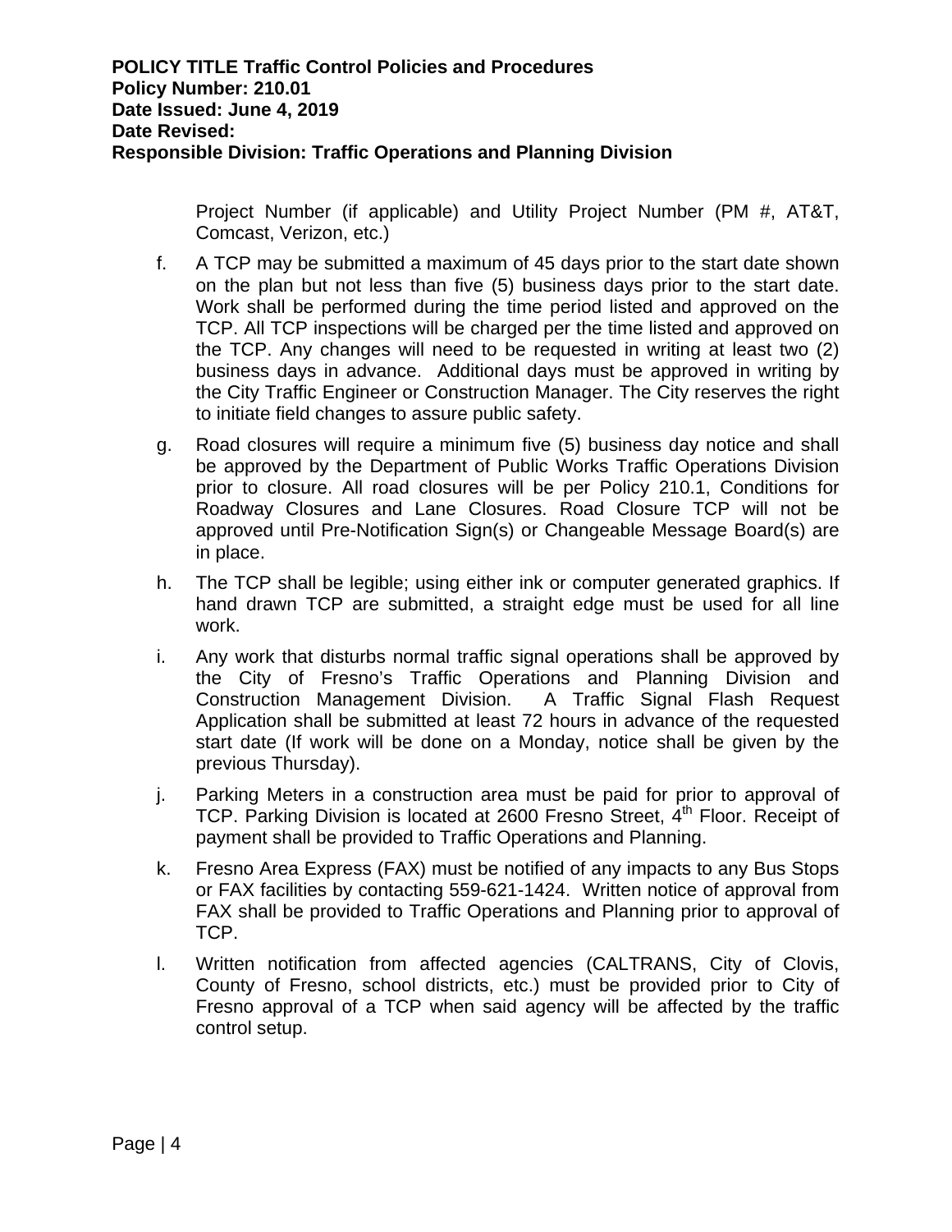Project Number (if applicable) and Utility Project Number (PM #, AT&T, Comcast, Verizon, etc.)

f. A TCP may be submitted a maximum of 45 days prior to the start date shown on the plan but not less than five (5) business days prior to the start date. Work shall be performed during the time period listed and approved on the TCP. All TCP inspections will be charged per the time listed and approved on the TCP. Any changes will need to be requested in writing at least two (2) business days in advance. Additional days must be approved in writing by the City Traffic Engineer or Construction Manager. The City reserves the right to initiate field changes to assure public safety.

g. Road closures will require a minimum five (5) business day notice and shall be approved by the Department of Public Works Traffic Operations Division prior to closure. All road closures will be per Policy 210.1, Conditions for Roadway Closures and Lane Closures. Road Closure TCP will not be approved until Pre-Notification Sign(s) or Changeable Message Board(s) are in place.

h. The TCP shall be legible; using either ink or computer generated graphics. If hand drawn TCP are submitted, a straight edge must be used for all line work.

i. Any work that disturbs normal traffic signal operations shall be approved by the City of Fresno's Traffic Operations and Planning Division and Construction Management Division. A Traffic Signal Flash Request Application shall be submitted at least 72 hours in advance of the requested start date (If work will be done on a Monday, notice shall be given by the previous Thursday).

j. Parking Meters in a construction area must be paid for prior to approval of TCP. Parking Division is located at 2600 Fresno Street, 4th Floor. Receipt of payment shall be provided to Traffic Operations and Planning.

k. Fresno Area Express (FAX) must be notified of any impacts to any Bus Stops or FAX facilities by contacting 559-621-1424. Written notice of approval from FAX shall be provided to Traffic Operations and Planning prior to approval of TCP.

l. Written notification from affected agencies (CALTRANS, City of Clovis, County of Fresno, school districts, etc.) must be provided prior to City of Fresno approval of a TCP when said agency will be affected by the traffic control setup.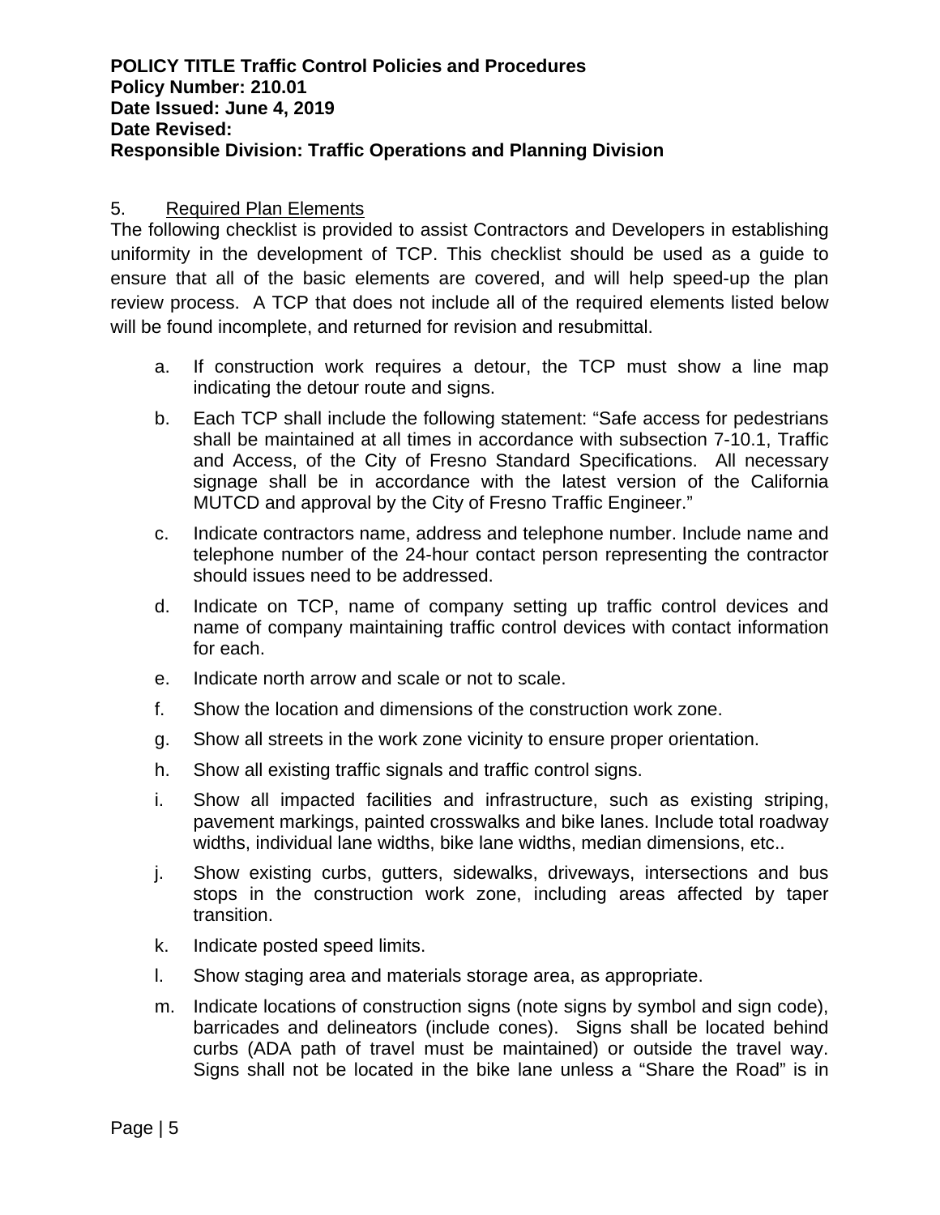5. Required Plan Elements

The following checklist is provided to assist Contractors and Developers in establishing uniformity in the development of TCP. This checklist should be used as a guide to ensure that all of the basic elements are covered, and will help speed-up the plan review process. A TCP that does not include all of the required elements listed below will be found incomplete, and returned for revision and resubmittal.

a. If construction work requires a detour, the TCP must show a line map indicating the detour route and signs.

b. Each TCP shall include the following statement: "Safe access for pedestrians shall be maintained at all times in accordance with subsection 7-10.1, Traffic and Access, of the City of Fresno Standard Specifications. All necessary signage shall be in accordance with the latest version of the California MUTCD and approval by the City of Fresno Traffic Engineer."

c. Indicate contractors name, address and telephone number. Include name and telephone number of the 24-hour contact person representing the contractor should issues need to be addressed.

d. Indicate on TCP, name of company setting up traffic control devices and name of company maintaining traffic control devices with contact information for each.

e. Indicate north arrow and scale or not to scale.

f. Show the location and dimensions of the construction work zone.

g. Show all streets in the work zone vicinity to ensure proper orientation.

h. Show all existing traffic signals and traffic control signs.

i. Show all impacted facilities and infrastructure, such as existing striping, pavement markings, painted crosswalks and bike lanes. Include total roadway widths, individual lane widths, bike lane widths, median dimensions, etc..

j. Show existing curbs, gutters, sidewalks, driveways, intersections and bus stops in the construction work zone, including areas affected by taper transition.

k. Indicate posted speed limits.

l. Show staging area and materials storage area, as appropriate.

m. Indicate locations of construction signs (note signs by symbol and sign code), barricades and delineators (include cones). Signs shall be located behind curbs (ADA path of travel must be maintained) or outside the travel way. Signs shall not be located in the bike lane unless a "Share the Road" is in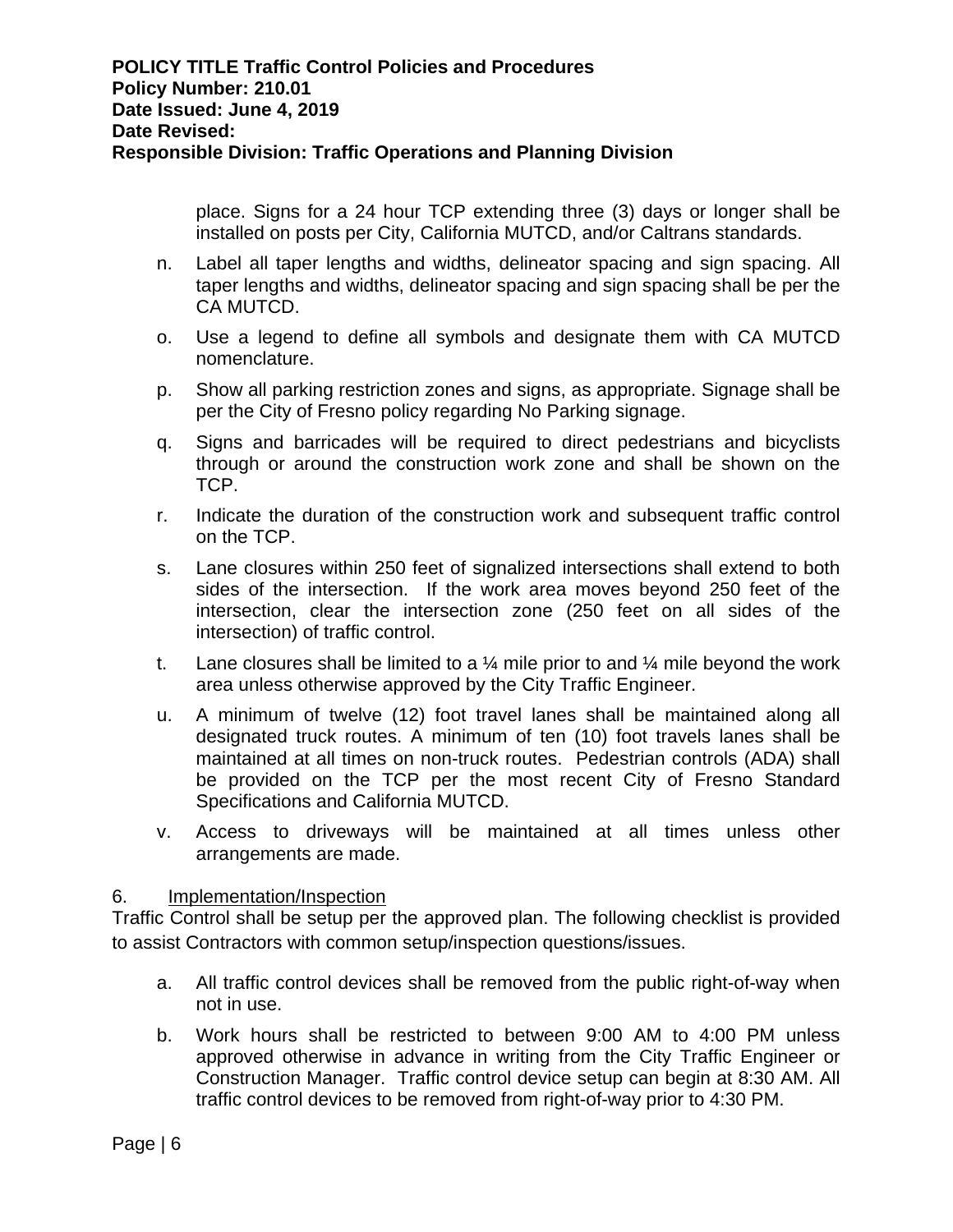place. Signs for a 24 hour TCP extending three (3) days or longer shall be installed on posts per City, California MUTCD, and/or Caltrans standards.

n. Label all taper lengths and widths, delineator spacing and sign spacing. All taper lengths and widths, delineator spacing and sign spacing shall be per the CA MUTCD.

o. Use a legend to define all symbols and designate them with CA MUTCD nomenclature.

p. Show all parking restriction zones and signs, as appropriate. Signage shall be per the City of Fresno policy regarding No Parking signage.

q. Signs and barricades will be required to direct pedestrians and bicyclists through or around the construction work zone and shall be shown on the TCP.

r. Indicate the duration of the construction work and subsequent traffic control on the TCP.

s. Lane closures within 250 feet of signalized intersections shall extend to both sides of the intersection. If the work area moves beyond 250 feet of the intersection, clear the intersection zone (250 feet on all sides of the intersection) of traffic control.

t. Lane closures shall be limited to a ¼ mile prior to and ¼ mile beyond the work area unless otherwise approved by the City Traffic Engineer.

u. A minimum of twelve (12) foot travel lanes shall be maintained along all designated truck routes. A minimum of ten (10) foot travels lanes shall be maintained at all times on non-truck routes. Pedestrian controls (ADA) shall be provided on the TCP per the most recent City of Fresno Standard Specifications and California MUTCD.

v. Access to driveways will be maintained at all times unless other arrangements are made.

6. Implementation/Inspection

Traffic Control shall be setup per the approved plan. The following checklist is provided to assist Contractors with common setup/inspection questions/issues.

a. All traffic control devices shall be removed from the public right-of-way when not in use.

b. Work hours shall be restricted to between 9:00 AM to 4:00 PM unless approved otherwise in advance in writing from the City Traffic Engineer or Construction Manager. Traffic control device setup can begin at 8:30 AM. All traffic control devices to be removed from right-of-way prior to 4:30 PM.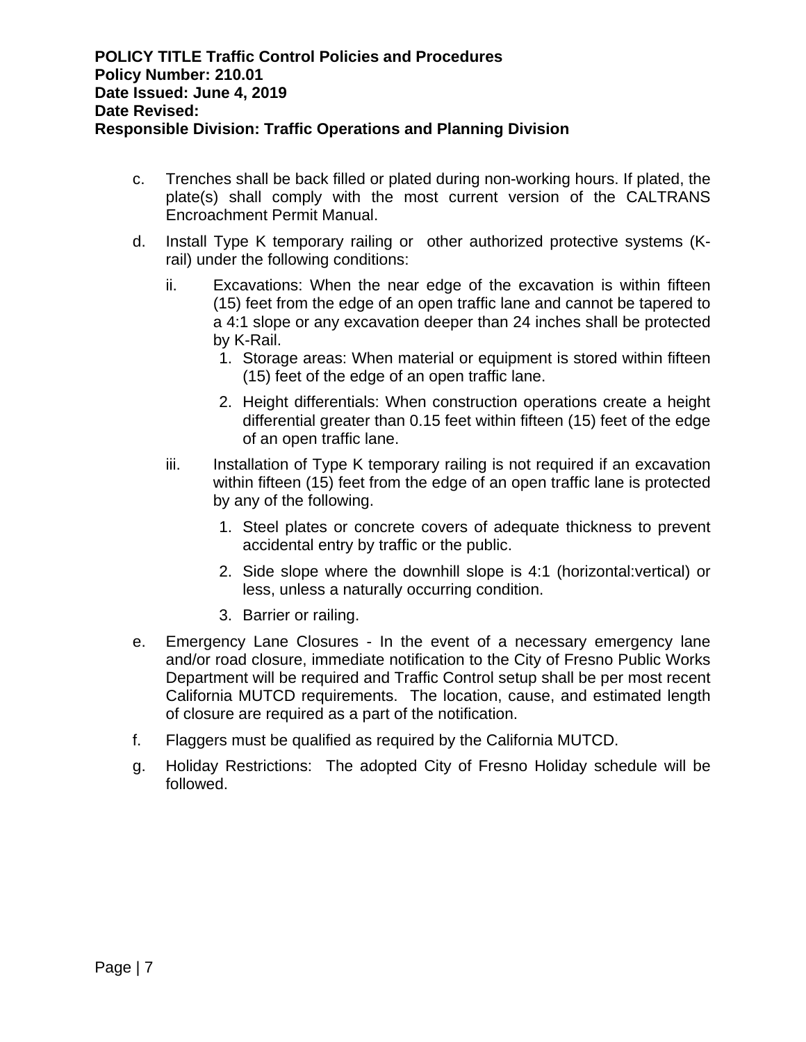c. Trenches shall be back filled or plated during non-working hours. If plated, the plate(s) shall comply with the most current version of the CALTRANS Encroachment Permit Manual.

d. Install Type K temporary railing or other authorized protective systems (K-rail) under the following conditions:

   ii. Excavations: When the near edge of the excavation is within fifteen (15) feet from the edge of an open traffic lane and cannot be tapered to a 4:1 slope or any excavation deeper than 24 inches shall be protected by K-Rail.

      1. Storage areas: When material or equipment is stored within fifteen (15) feet of the edge of an open traffic lane.
      2. Height differentials: When construction operations create a height differential greater than 0.15 feet within fifteen (15) feet of the edge of an open traffic lane.

   iii. Installation of Type K temporary railing is not required if an excavation within fifteen (15) feet from the edge of an open traffic lane is protected by any of the following.

      1. Steel plates or concrete covers of adequate thickness to prevent accidental entry by traffic or the public.
      2. Side slope where the downhill slope is 4:1 (horizontal:vertical) or less, unless a naturally occurring condition.
      3. Barrier or railing.

e. Emergency Lane Closures - In the event of a necessary emergency lane and/or road closure, immediate notification to the City of Fresno Public Works Department will be required and Traffic Control setup shall be per most recent California MUTCD requirements. The location, cause, and estimated length of closure are required as a part of the notification.

f. Flaggers must be qualified as required by the California MUTCD.

g. Holiday Restrictions: The adopted City of Fresno Holiday schedule will be followed.